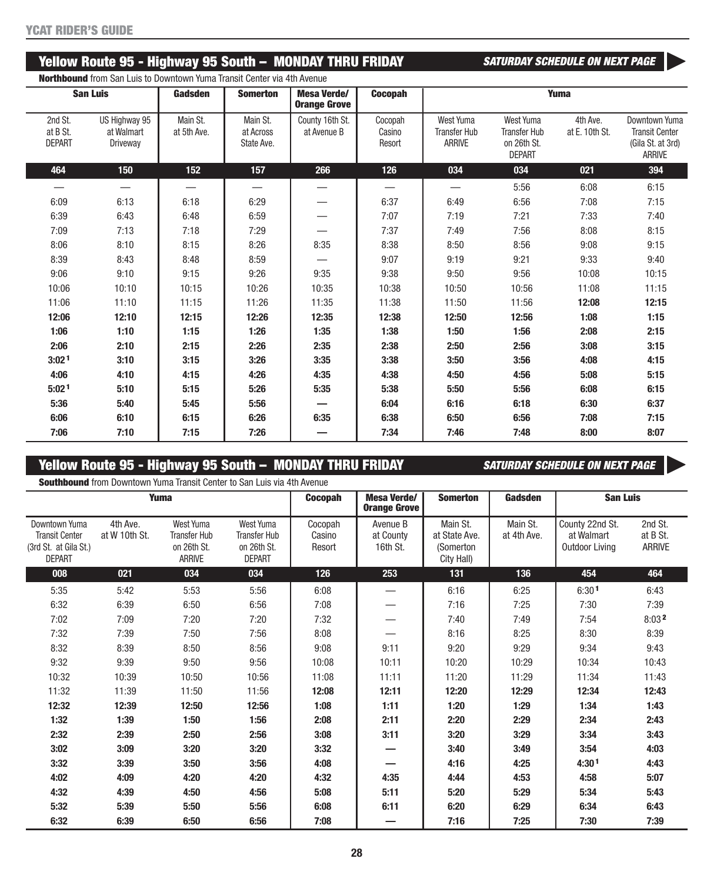## Yellow Route 95 - Highway 95 South – MONDAY THRU FRIDAY

***SATURDAY SCHEDULE ON NEXT PAGE***

**Northbound** from San Luis to Downtown Yuma Transit Center via 4th Avenue

| San Luis | | Gadsden | Somerton | Mesa Verde/ Orange Grove | Cocopah | Yuma | | | |
|---|---|---|---|---|---|---|---|---|---|
| 2nd St. at B St. DEPART | US Highway 95 at Walmart Driveway | Main St. at 5th Ave. | Main St. at Across State Ave. | County 16th St. at Avenue B | Cocopah Casino Resort | West Yuma Transfer Hub ARRIVE | West Yuma Transfer Hub on 26th St. DEPART | 4th Ave. at E. 10th St. | Downtown Yuma Transit Center (Gila St. at 3rd) ARRIVE |
| 464 | 150 | 152 | 157 | 266 | 126 | 034 | 034 | 021 | 394 |
| — | — | — | — | — | — | — | 5:56 | 6:08 | 6:15 |
| 6:09 | 6:13 | 6:18 | 6:29 | — | 6:37 | 6:49 | 6:56 | 7:08 | 7:15 |
| 6:39 | 6:43 | 6:48 | 6:59 | — | 7:07 | 7:19 | 7:21 | 7:33 | 7:40 |
| 7:09 | 7:13 | 7:18 | 7:29 | — | 7:37 | 7:49 | 7:56 | 8:08 | 8:15 |
| 8:06 | 8:10 | 8:15 | 8:26 | 8:35 | 8:38 | 8:50 | 8:56 | 9:08 | 9:15 |
| 8:39 | 8:43 | 8:48 | 8:59 | — | 9:07 | 9:19 | 9:21 | 9:33 | 9:40 |
| 9:06 | 9:10 | 9:15 | 9:26 | 9:35 | 9:38 | 9:50 | 9:56 | 10:08 | 10:15 |
| 10:06 | 10:10 | 10:15 | 10:26 | 10:35 | 10:38 | 10:50 | 10:56 | 11:08 | 11:15 |
| 11:06 | 11:10 | 11:15 | 11:26 | 11:35 | 11:38 | 11:50 | 11:56 | **12:08** | **12:15** |
| **12:06** | **12:10** | **12:15** | **12:26** | **12:35** | **12:38** | **12:50** | **12:56** | **1:08** | **1:15** |
| **1:06** | **1:10** | **1:15** | **1:26** | **1:35** | **1:38** | **1:50** | **1:56** | **2:08** | **2:15** |
| **2:06** | **2:10** | **2:15** | **2:26** | **2:35** | **2:38** | **2:50** | **2:56** | **3:08** | **3:15** |
| **3:02** [1] | **3:10** | **3:15** | **3:26** | **3:35** | **3:38** | **3:50** | **3:56** | **4:08** | **4:15** |
| **4:06** | **4:10** | **4:15** | **4:26** | **4:35** | **4:38** | **4:50** | **4:56** | **5:08** | **5:15** |
| **5:02** [1] | **5:10** | **5:15** | **5:26** | **5:35** | **5:38** | **5:50** | **5:56** | **6:08** | **6:15** |
| **5:36** | **5:40** | **5:45** | **5:56** | **—** | **6:04** | **6:16** | **6:18** | **6:30** | **6:37** |
| **6:06** | **6:10** | **6:15** | **6:26** | **6:35** | **6:38** | **6:50** | **6:56** | **7:08** | **7:15** |
| **7:06** | **7:10** | **7:15** | **7:26** | **—** | **7:34** | **7:46** | **7:48** | **8:00** | **8:07** |

## Yellow Route 95 - Highway 95 South – MONDAY THRU FRIDAY

***SATURDAY SCHEDULE ON NEXT PAGE***

**Southbound** from Downtown Yuma Transit Center to San Luis via 4th Avenue

| Yuma | | | | Cocopah | Mesa Verde/ Orange Grove | Somerton | Gadsden | San Luis | |
|---|---|---|---|---|---|---|---|---|---|
| Downtown Yuma Transit Center (3rd St. at Gila St.) DEPART | 4th Ave. at W 10th St. | West Yuma Transfer Hub on 26th St. ARRIVE | West Yuma Transfer Hub on 26th St. DEPART | Cocopah Casino Resort | Avenue B at County 16th St. | Main St. at State Ave. (Somerton City Hall) | Main St. at 4th Ave. | County 22nd St. at Walmart Outdoor Living | 2nd St. at B St. ARRIVE |
| 008 | 021 | 034 | 034 | 126 | 253 | 131 | 136 | 454 | 464 |
| 5:35 | 5:42 | 5:53 | 5:56 | 6:08 | — | 6:16 | 6:25 | 6:30 [1] | 6:43 |
| 6:32 | 6:39 | 6:50 | 6:56 | 7:08 | — | 7:16 | 7:25 | 7:30 | 7:39 |
| 7:02 | 7:09 | 7:20 | 7:20 | 7:32 | — | 7:40 | 7:49 | 7:54 | 8:03 [2] |
| 7:32 | 7:39 | 7:50 | 7:56 | 8:08 | — | 8:16 | 8:25 | 8:30 | 8:39 |
| 8:32 | 8:39 | 8:50 | 8:56 | 9:08 | 9:11 | 9:20 | 9:29 | 9:34 | 9:43 |
| 9:32 | 9:39 | 9:50 | 9:56 | 10:08 | 10:11 | 10:20 | 10:29 | 10:34 | 10:43 |
| 10:32 | 10:39 | 10:50 | 10:56 | 11:08 | 11:11 | 11:20 | 11:29 | 11:34 | 11:43 |
| 11:32 | 11:39 | 11:50 | 11:56 | **12:08** | **12:11** | **12:20** | **12:29** | **12:34** | **12:43** |
| **12:32** | **12:39** | **12:50** | **12:56** | **1:08** | **1:11** | **1:20** | **1:29** | **1:34** | **1:43** |
| **1:32** | **1:39** | **1:50** | **1:56** | **2:08** | **2:11** | **2:20** | **2:29** | **2:34** | **2:43** |
| **2:32** | **2:39** | **2:50** | **2:56** | **3:08** | **3:11** | **3:20** | **3:29** | **3:34** | **3:43** |
| **3:02** | **3:09** | **3:20** | **3:20** | **3:32** | **—** | **3:40** | **3:49** | **3:54** | **4:03** |
| **3:32** | **3:39** | **3:50** | **3:56** | **4:08** | **—** | **4:16** | **4:25** | **4:30** [1] | **4:43** |
| **4:02** | **4:09** | **4:20** | **4:20** | **4:32** | **4:35** | **4:44** | **4:53** | **4:58** | **5:07** |
| **4:32** | **4:39** | **4:50** | **4:56** | **5:08** | **5:11** | **5:20** | **5:29** | **5:34** | **5:43** |
| **5:32** | **5:39** | **5:50** | **5:56** | **6:08** | **6:11** | **6:20** | **6:29** | **6:34** | **6:43** |
| **6:32** | **6:39** | **6:50** | **6:56** | **7:08** | **—** | **7:16** | **7:25** | **7:30** | **7:39** |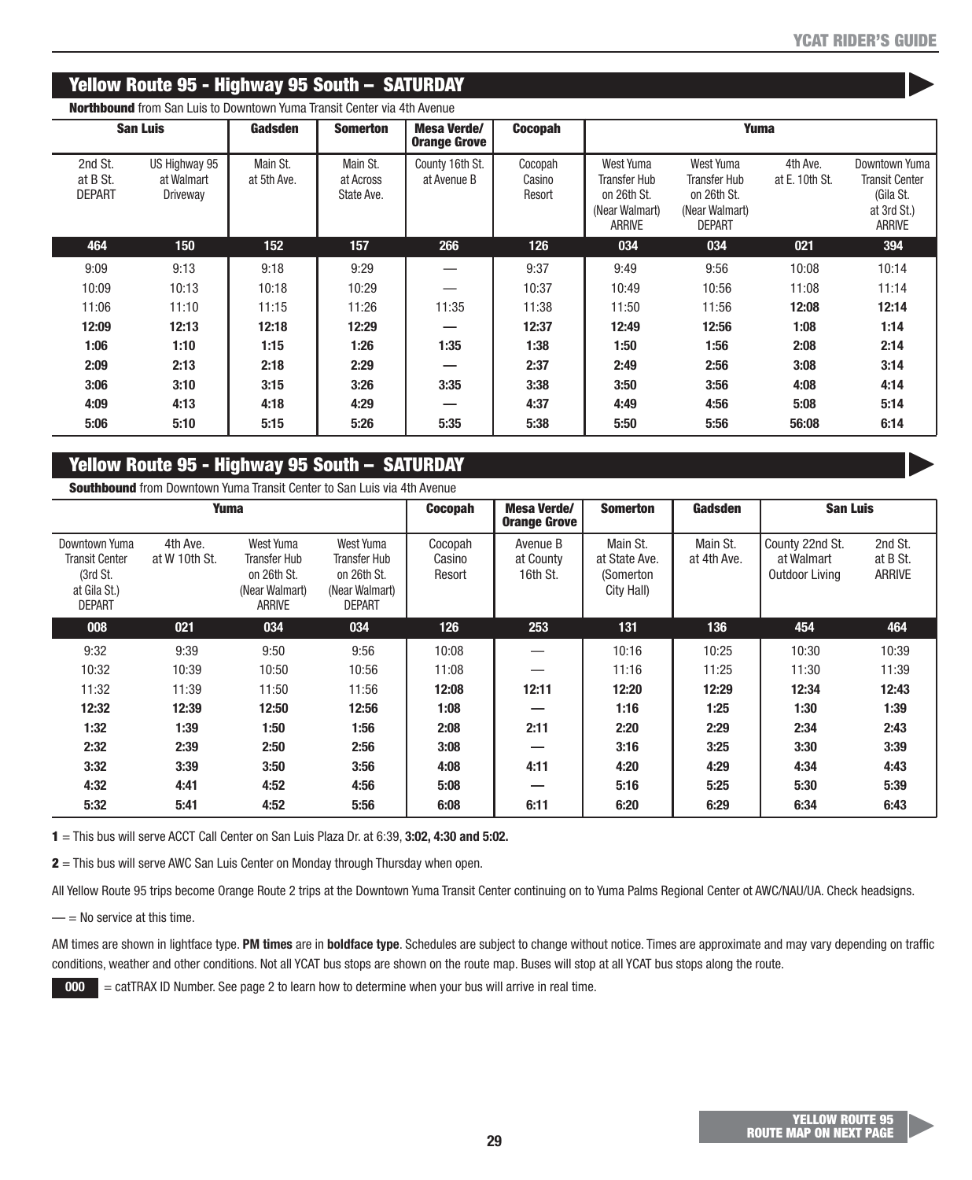## Yellow Route 95 - Highway 95 South – SATURDAY

**Northbound** from San Luis to Downtown Yuma Transit Center via 4th Avenue

| San Luis | | Gadsden | Somerton | Mesa Verde/ Orange Grove | Cocopah | Yuma | | | |
|---|---|---|---|---|---|---|---|---|---|
| 2nd St. at B St. DEPART | US Highway 95 at Walmart Driveway | Main St. at 5th Ave. | Main St. at Across State Ave. | County 16th St. at Avenue B | Cocopah Casino Resort | West Yuma Transfer Hub on 26th St. (Near Walmart) ARRIVE | West Yuma Transfer Hub on 26th St. (Near Walmart) DEPART | 4th Ave. at E. 10th St. | Downtown Yuma Transit Center (Gila St. at 3rd St.) ARRIVE |
| 464 | 150 | 152 | 157 | 266 | 126 | 034 | 034 | 021 | 394 |
| 9:09 | 9:13 | 9:18 | 9:29 | — | 9:37 | 9:49 | 9:56 | 10:08 | 10:14 |
| 10:09 | 10:13 | 10:18 | 10:29 | — | 10:37 | 10:49 | 10:56 | 11:08 | 11:14 |
| 11:06 | 11:10 | 11:15 | 11:26 | 11:35 | 11:38 | 11:50 | 11:56 | **12:08** | **12:14** |
| **12:09** | **12:13** | **12:18** | **12:29** | **—** | **12:37** | **12:49** | **12:56** | **1:08** | **1:14** |
| **1:06** | **1:10** | **1:15** | **1:26** | **1:35** | **1:38** | **1:50** | **1:56** | **2:08** | **2:14** |
| **2:09** | **2:13** | **2:18** | **2:29** | **—** | **2:37** | **2:49** | **2:56** | **3:08** | **3:14** |
| **3:06** | **3:10** | **3:15** | **3:26** | **3:35** | **3:38** | **3:50** | **3:56** | **4:08** | **4:14** |
| **4:09** | **4:13** | **4:18** | **4:29** | **—** | **4:37** | **4:49** | **4:56** | **5:08** | **5:14** |
| **5:06** | **5:10** | **5:15** | **5:26** | **5:35** | **5:38** | **5:50** | **5:56** | **56:08** | **6:14** |

## Yellow Route 95 - Highway 95 South – SATURDAY

**Southbound** from Downtown Yuma Transit Center to San Luis via 4th Avenue

| Yuma | | | | Cocopah | Mesa Verde/ Orange Grove | Somerton | Gadsden | San Luis | |
|---|---|---|---|---|---|---|---|---|---|
| Downtown Yuma Transit Center (3rd St. at Gila St.) DEPART | 4th Ave. at W 10th St. | West Yuma Transfer Hub on 26th St. (Near Walmart) ARRIVE | West Yuma Transfer Hub on 26th St. (Near Walmart) DEPART | Cocopah Casino Resort | Avenue B at County 16th St. | Main St. at State Ave. (Somerton City Hall) | Main St. at 4th Ave. | County 22nd St. at Walmart Outdoor Living | 2nd St. at B St. ARRIVE |
| 008 | 021 | 034 | 034 | 126 | 253 | 131 | 136 | 454 | 464 |
| 9:32 | 9:39 | 9:50 | 9:56 | 10:08 | — | 10:16 | 10:25 | 10:30 | 10:39 |
| 10:32 | 10:39 | 10:50 | 10:56 | 11:08 | — | 11:16 | 11:25 | 11:30 | 11:39 |
| 11:32 | 11:39 | 11:50 | 11:56 | **12:08** | **12:11** | **12:20** | **12:29** | **12:34** | **12:43** |
| **12:32** | **12:39** | **12:50** | **12:56** | **1:08** | **—** | **1:16** | **1:25** | **1:30** | **1:39** |
| **1:32** | **1:39** | **1:50** | **1:56** | **2:08** | **2:11** | **2:20** | **2:29** | **2:34** | **2:43** |
| **2:32** | **2:39** | **2:50** | **2:56** | **3:08** | **—** | **3:16** | **3:25** | **3:30** | **3:39** |
| **3:32** | **3:39** | **3:50** | **3:56** | **4:08** | **4:11** | **4:20** | **4:29** | **4:34** | **4:43** |
| **4:32** | **4:41** | **4:52** | **4:56** | **5:08** | **—** | **5:16** | **5:25** | **5:30** | **5:39** |
| **5:32** | **5:41** | **4:52** | **5:56** | **6:08** | **6:11** | **6:20** | **6:29** | **6:34** | **6:43** |

**1** = This bus will serve ACCT Call Center on San Luis Plaza Dr. at 6:39, **3:02, 4:30 and 5:02.**

**2** = This bus will serve AWC San Luis Center on Monday through Thursday when open.

All Yellow Route 95 trips become Orange Route 2 trips at the Downtown Yuma Transit Center continuing on to Yuma Palms Regional Center ot AWC/NAU/UA. Check headsigns.

— = No service at this time.

AM times are shown in lightface type. **PM times** are in **boldface type**. Schedules are subject to change without notice. Times are approximate and may vary depending on traffic conditions, weather and other conditions. Not all YCAT bus stops are shown on the route map. Buses will stop at all YCAT bus stops along the route.

**000** = catTRAX ID Number. See page 2 to learn how to determine when your bus will arrive in real time.

YELLOW ROUTE 95 ROUTE MAP ON NEXT PAGE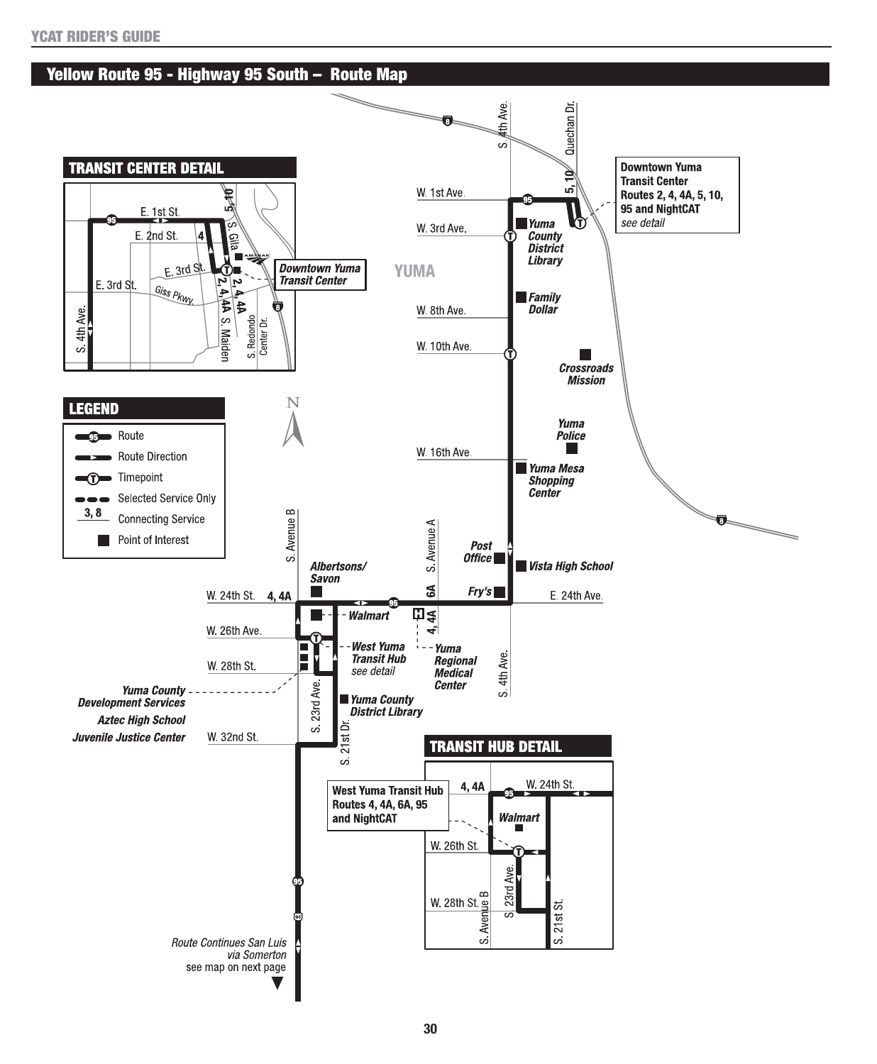## Yellow Route 95 - Highway 95 South – Route Map

### TRANSIT CENTER DETAIL

E. 1st St.
E. 2nd St.
E. 3rd St.
E. 3rd St.
Giss Pkwy.
S. 4th Ave.
S. Gila
S. Maiden
S. Redondo Center Dr.
5, 10
4
2, 4, 4A
2, 4, 4A

**Downtown Yuma Transit Center**

### LEGEND

- Route
- Route Direction
- Timepoint
- Selected Service Only
- 3, 8 — Connecting Service
- Point of Interest

W. 1st Ave.
W. 3rd Ave.
W. 8th Ave.
W. 10th Ave.
W. 16th Ave.
W. 24th St.
W. 26th Ave.
W. 28th St.
W. 32nd St.
E. 24th Ave.
S. 4th Ave.
Quechan Dr.
S. Avenue B
S. Avenue A
S. 23rd Ave.
S. 21st Dr.
YUMA

**Downtown Yuma Transit Center**
**Routes 2, 4, 4A, 5, 10, 95 and NightCAT**
*see detail*

*Yuma County District Library*
*Family Dollar*
*Crossroads Mission*
*Yuma Police*
*Yuma Mesa Shopping Center*
*Post Office*
*Vista High School*
*Fry's*
*Albertsons/ Savon*
*Walmart*
*West Yuma Transit Hub* *see detail*
*Yuma Regional Medical Center*
*Yuma County District Library*
*Yuma County Development Services*
*Aztec High School*
*Juvenile Justice Center*

4, 4A
6A
4, 4A
5, 10

*Route Continues San Luis via Somerton*
see map on next page

### TRANSIT HUB DETAIL

**West Yuma Transit Hub**
**Routes 4, 4A, 6A, 95 and NightCAT**

4, 4A
W. 24th St.
W. 26th St.
W. 28th St.
S. Avenue B
S. 23rd Ave.
S. 21st St.
*Walmart*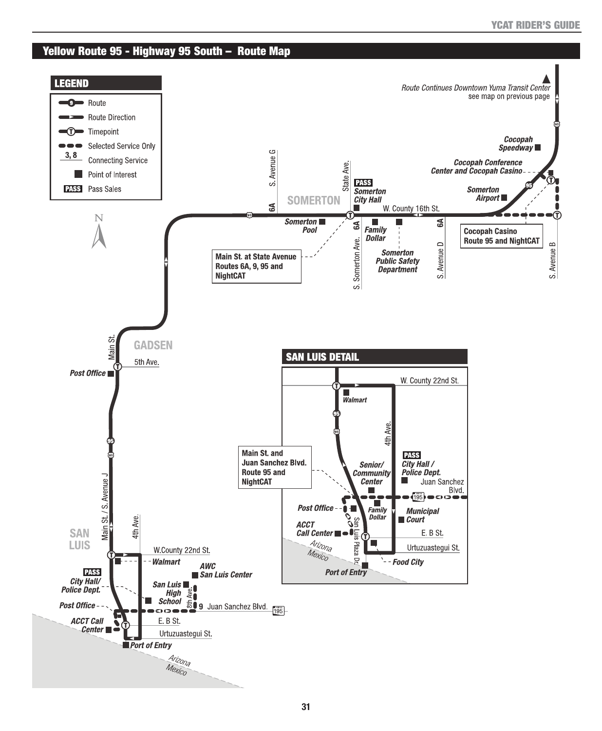## Yellow Route 95 - Highway 95 South – Route Map

**LEGEND**

- Route
- Route Direction
- Timepoint
- Selected Service Only
- 3, 8 Connecting Service
- Point of Interest
- PASS Pass Sales

N

Route Continues Downtown Yuma Transit Center
see map on previous page

Cocopah Speedway

Cocopah Conference Center and Cocopah Casino

Somerton Airport

Cocopah Casino
Route 95 and NightCAT

S. Avenue B

S. Avenue D

6A

W. County 16th St.

SOMERTON

S. Avenue G

State Ave.

PASS
Somerton City Hall

Somerton Pool

Family Dollar

Somerton Public Safety Department

S. Somerton Ave.

Main St. at State Avenue
Routes 6A, 9, 95 and NightCAT

GADSEN

Main St.

5th Ave.

Post Office

Main St. / S. Avenue J

SAN LUIS

4th Ave.

W.County 22nd St.

Walmart

AWC San Luis Center

PASS
City Hall/ Police Dept.

San Luis High School

8th Ave.

9 Juan Sanchez Blvd.

195

Post Office

E. B St.

ACCT Call Center

Urtuzuastegui St.

Port of Entry

Arizona
Mexico

**SAN LUIS DETAIL**

W. County 22nd St.

Walmart

4th Ave.

Main St. and Juan Sanchez Blvd.
Route 95 and NightCAT

Senior/ Community Center

PASS
City Hall / Police Dept.

Juan Sanchez Blvd.

195

Post Office

Family Dollar

Municipal Court

ACCT Call Center

San Luis Plaza Dr.

E. B St.

Urtuzuastegui St.

Food City

Port of Entry

Arizona
Mexico